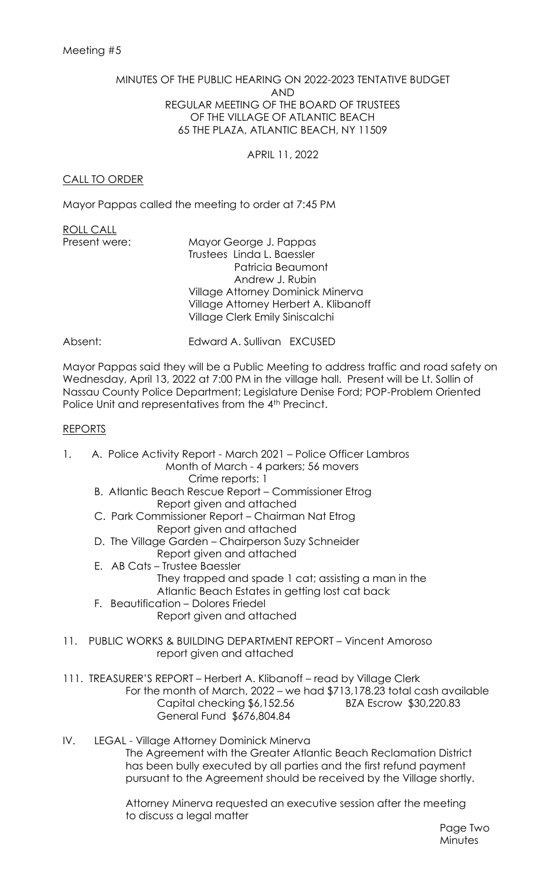Meeting #5

MINUTES OF THE PUBLIC HEARING ON 2022-2023 TENTATIVE BUDGET
AND
REGULAR MEETING OF THE BOARD OF TRUSTEES
OF THE VILLAGE OF ATLANTIC BEACH
65 THE PLAZA, ATLANTIC BEACH, NY 11509

APRIL 11, 2022

## CALL TO ORDER

Mayor Pappas called the meeting to order at 7:45 PM

## ROLL CALL

Present were:
- Mayor George J. Pappas
- Trustees Linda L. Baessler
- Patricia Beaumont
- Andrew J. Rubin
- Village Attorney Dominick Minerva
- Village Attorney Herbert A. Klibanoff
- Village Clerk Emily Siniscalchi

Absent: Edward A. Sullivan EXCUSED

Mayor Pappas said they will be a Public Meeting to address traffic and road safety on Wednesday, April 13, 2022 at 7:00 PM in the village hall. Present will be Lt. Sollin of Nassau County Police Department; Legislature Denise Ford; POP-Problem Oriented Police Unit and representatives from the 4th Precinct.

## REPORTS

1. A. Police Activity Report - March 2021 – Police Officer Lambros
   Month of March - 4 parkers; 56 movers
   Crime reports: 1

   B. Atlantic Beach Rescue Report – Commissioner Etrog
   Report given and attached

   C. Park Commissioner Report – Chairman Nat Etrog
   Report given and attached

   D. The Village Garden – Chairperson Suzy Schneider
   Report given and attached

   E. AB Cats – Trustee Baessler
   They trapped and spade 1 cat; assisting a man in the Atlantic Beach Estates in getting lost cat back

   F. Beautification – Dolores Friedel
   Report given and attached

11. PUBLIC WORKS & BUILDING DEPARTMENT REPORT – Vincent Amoroso
    report given and attached

111. TREASURER'S REPORT – Herbert A. Klibanoff – read by Village Clerk
     For the month of March, 2022 – we had $713,178.23 total cash available
     Capital checking $6,152.56 BZA Escrow $30,220.83
     General Fund $676,804.84

IV. LEGAL - Village Attorney Dominick Minerva
    The Agreement with the Greater Atlantic Beach Reclamation District has been bully executed by all parties and the first refund payment pursuant to the Agreement should be received by the Village shortly.

    Attorney Minerva requested an executive session after the meeting to discuss a legal matter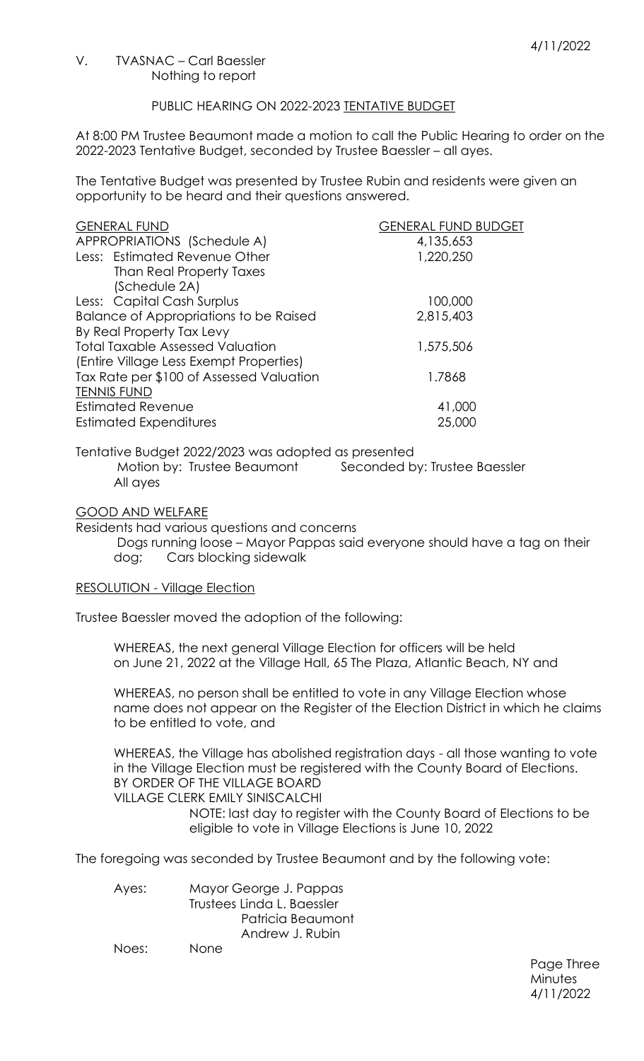V. TVASNAC – Carl Baessler
Nothing to report

PUBLIC HEARING ON 2022-2023 TENTATIVE BUDGET

At 8:00 PM Trustee Beaumont made a motion to call the Public Hearing to order on the 2022-2023 Tentative Budget, seconded by Trustee Baessler – all ayes.

The Tentative Budget was presented by Trustee Rubin and residents were given an opportunity to be heard and their questions answered.

| GENERAL FUND | GENERAL FUND BUDGET |
|---|---|
| APPROPRIATIONS (Schedule A) | 4,135,653 |
| Less: Estimated Revenue Other Than Real Property Taxes (Schedule 2A) | 1,220,250 |
| Less: Capital Cash Surplus | 100,000 |
| Balance of Appropriations to be Raised By Real Property Tax Levy | 2,815,403 |
| Total Taxable Assessed Valuation (Entire Village Less Exempt Properties) | 1,575,506 |
| Tax Rate per $100 of Assessed Valuation | 1.7868 |
| TENNIS FUND | |
| Estimated Revenue | 41,000 |
| Estimated Expenditures | 25,000 |

Tentative Budget 2022/2023 was adopted as presented
Motion by: Trustee Beaumont Seconded by: Trustee Baessler
All ayes

GOOD AND WELFARE

Residents had various questions and concerns
Dogs running loose – Mayor Pappas said everyone should have a tag on their dog; Cars blocking sidewalk

RESOLUTION - Village Election

Trustee Baessler moved the adoption of the following:

WHEREAS, the next general Village Election for officers will be held on June 21, 2022 at the Village Hall, 65 The Plaza, Atlantic Beach, NY and

WHEREAS, no person shall be entitled to vote in any Village Election whose name does not appear on the Register of the Election District in which he claims to be entitled to vote, and

WHEREAS, the Village has abolished registration days - all those wanting to vote in the Village Election must be registered with the County Board of Elections.
BY ORDER OF THE VILLAGE BOARD
VILLAGE CLERK EMILY SINISCALCHI
NOTE: last day to register with the County Board of Elections to be eligible to vote in Village Elections is June 10, 2022

The foregoing was seconded by Trustee Beaumont and by the following vote:

Ayes: Mayor George J. Pappas
Trustees Linda L. Baessler
Patricia Beaumont
Andrew J. Rubin
Noes: None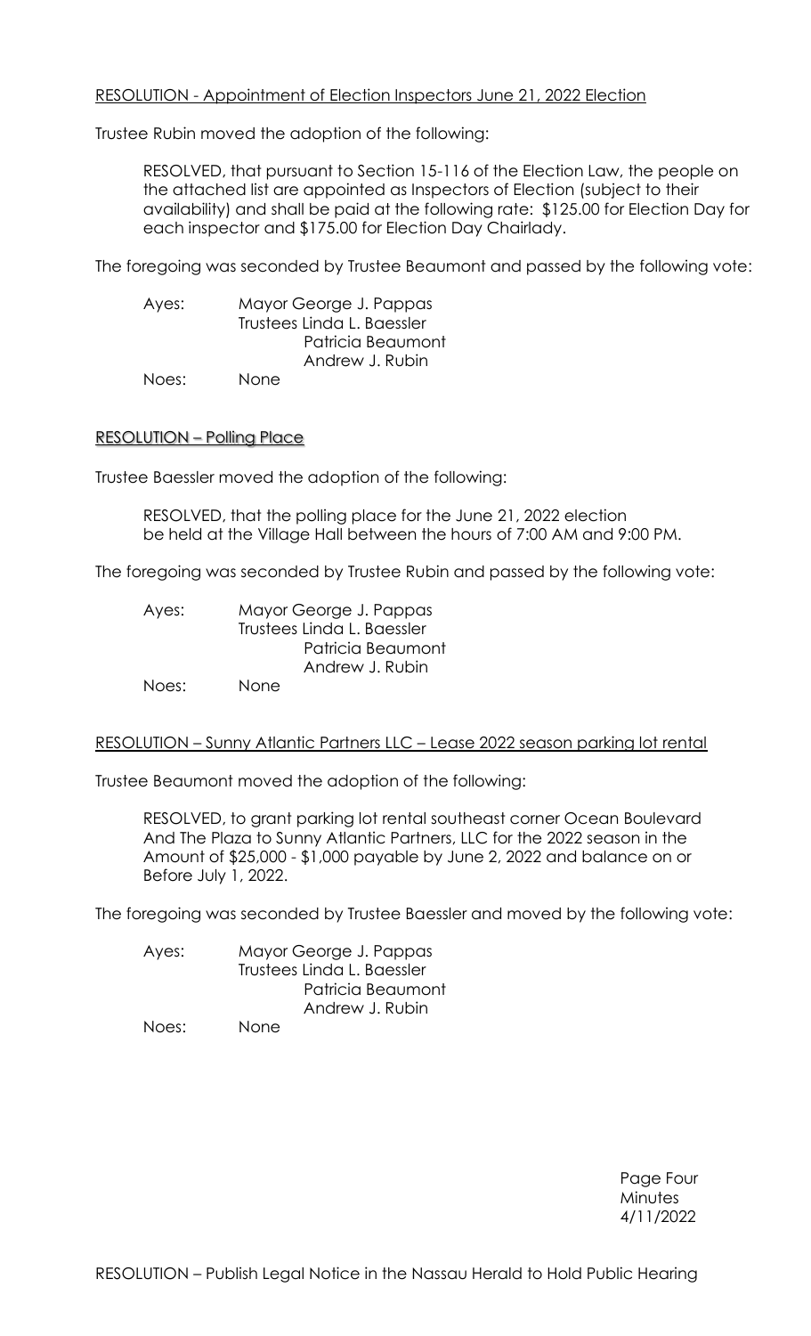RESOLUTION - Appointment of Election Inspectors June 21, 2022 Election

Trustee Rubin moved the adoption of the following:

> RESOLVED, that pursuant to Section 15-116 of the Election Law, the people on the attached list are appointed as Inspectors of Election (subject to their availability) and shall be paid at the following rate: $125.00 for Election Day for each inspector and $175.00 for Election Day Chairlady.

The foregoing was seconded by Trustee Beaumont and passed by the following vote:

Ayes: Mayor George J. Pappas
Trustees Linda L. Baessler
Patricia Beaumont
Andrew J. Rubin
Noes: None

RESOLUTION – Polling Place

Trustee Baessler moved the adoption of the following:

> RESOLVED, that the polling place for the June 21, 2022 election be held at the Village Hall between the hours of 7:00 AM and 9:00 PM.

The foregoing was seconded by Trustee Rubin and passed by the following vote:

Ayes: Mayor George J. Pappas
Trustees Linda L. Baessler
Patricia Beaumont
Andrew J. Rubin
Noes: None

RESOLUTION – Sunny Atlantic Partners LLC – Lease 2022 season parking lot rental

Trustee Beaumont moved the adoption of the following:

> RESOLVED, to grant parking lot rental southeast corner Ocean Boulevard And The Plaza to Sunny Atlantic Partners, LLC for the 2022 season in the Amount of $25,000 - $1,000 payable by June 2, 2022 and balance on or Before July 1, 2022.

The foregoing was seconded by Trustee Baessler and moved by the following vote:

Ayes: Mayor George J. Pappas
Trustees Linda L. Baessler
Patricia Beaumont
Andrew J. Rubin
Noes: None

RESOLUTION – Publish Legal Notice in the Nassau Herald to Hold Public Hearing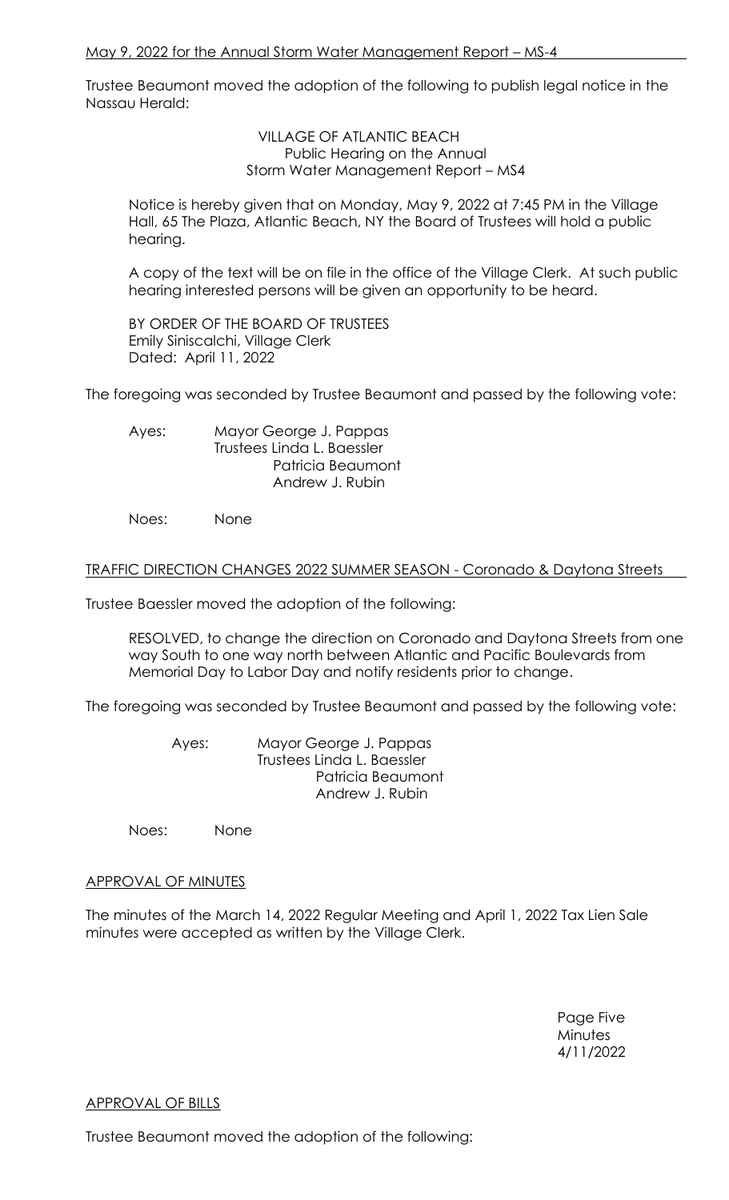May 9, 2022 for the Annual Storm Water Management Report – MS-4

Trustee Beaumont moved the adoption of the following to publish legal notice in the Nassau Herald:

VILLAGE OF ATLANTIC BEACH
Public Hearing on the Annual
Storm Water Management Report – MS4

Notice is hereby given that on Monday, May 9, 2022 at 7:45 PM in the Village Hall, 65 The Plaza, Atlantic Beach, NY the Board of Trustees will hold a public hearing.

A copy of the text will be on file in the office of the Village Clerk. At such public hearing interested persons will be given an opportunity to be heard.

BY ORDER OF THE BOARD OF TRUSTEES
Emily Siniscalchi, Village Clerk
Dated: April 11, 2022

The foregoing was seconded by Trustee Beaumont and passed by the following vote:

Ayes: Mayor George J. Pappas
Trustees Linda L. Baessler
Patricia Beaumont
Andrew J. Rubin

Noes: None

TRAFFIC DIRECTION CHANGES 2022 SUMMER SEASON - Coronado & Daytona Streets

Trustee Baessler moved the adoption of the following:

RESOLVED, to change the direction on Coronado and Daytona Streets from one way South to one way north between Atlantic and Pacific Boulevards from Memorial Day to Labor Day and notify residents prior to change.

The foregoing was seconded by Trustee Beaumont and passed by the following vote:

Ayes: Mayor George J. Pappas
Trustees Linda L. Baessler
Patricia Beaumont
Andrew J. Rubin

Noes: None

APPROVAL OF MINUTES

The minutes of the March 14, 2022 Regular Meeting and April 1, 2022 Tax Lien Sale minutes were accepted as written by the Village Clerk.

APPROVAL OF BILLS

Trustee Beaumont moved the adoption of the following: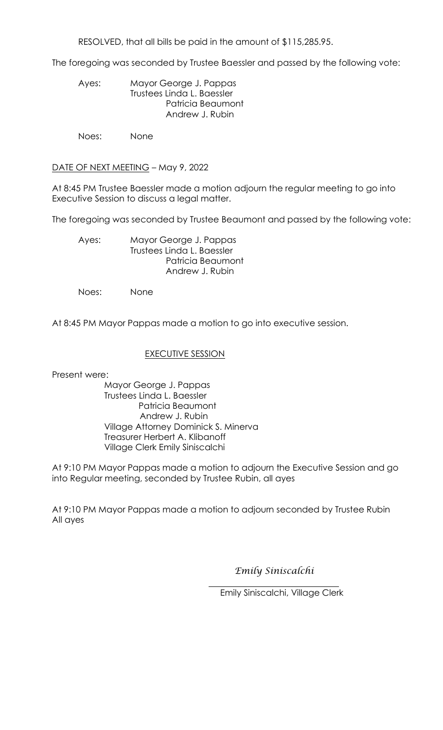RESOLVED, that all bills be paid in the amount of $115,285.95.

The foregoing was seconded by Trustee Baessler and passed by the following vote:

Ayes: Mayor George J. Pappas
Trustees Linda L. Baessler
Patricia Beaumont
Andrew J. Rubin

Noes: None

DATE OF NEXT MEETING – May 9, 2022

At 8:45 PM Trustee Baessler made a motion adjourn the regular meeting to go into Executive Session to discuss a legal matter.

The foregoing was seconded by Trustee Beaumont and passed by the following vote:

Ayes: Mayor George J. Pappas
Trustees Linda L. Baessler
Patricia Beaumont
Andrew J. Rubin

Noes: None

At 8:45 PM Mayor Pappas made a motion to go into executive session.

## EXECUTIVE SESSION

Present were:

Mayor George J. Pappas
Trustees Linda L. Baessler
Patricia Beaumont
Andrew J. Rubin
Village Attorney Dominick S. Minerva
Treasurer Herbert A. Klibanoff
Village Clerk Emily Siniscalchi

At 9:10 PM Mayor Pappas made a motion to adjourn the Executive Session and go into Regular meeting, seconded by Trustee Rubin, all ayes

At 9:10 PM Mayor Pappas made a motion to adjourn seconded by Trustee Rubin
All ayes

*Emily Siniscalchi*

Emily Siniscalchi, Village Clerk